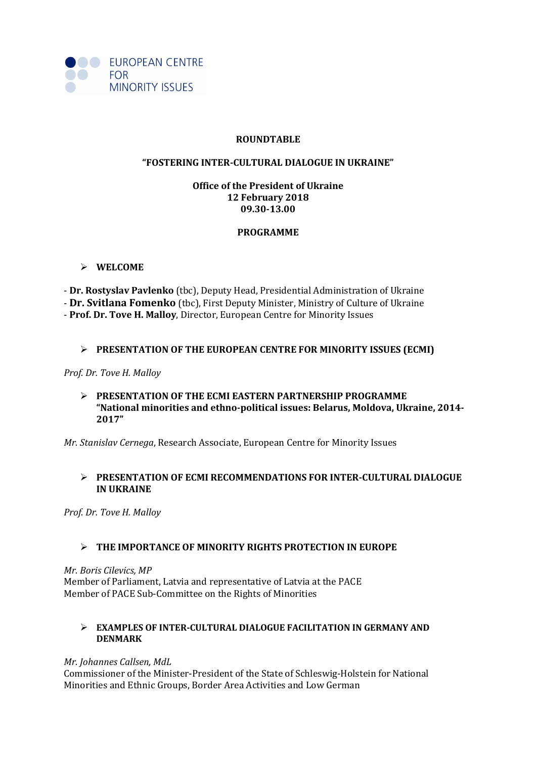EUROPEAN CENTRE FOR MINORITY ISSUES

# ROUNDTABLE

## "FOSTERING INTER-CULTURAL DIALOGUE IN UKRAINE"

**Office of the President of Ukraine**
**12 February 2018**
**09.30-13.00**

## PROGRAMME

- **WELCOME**

- **Dr. Rostyslav Pavlenko** (tbc), Deputy Head, Presidential Administration of Ukraine
- **Dr. Svitlana Fomenko** (tbc), First Deputy Minister, Ministry of Culture of Ukraine
- **Prof. Dr. Tove H. Malloy**, Director, European Centre for Minority Issues

- **PRESENTATION OF THE EUROPEAN CENTRE FOR MINORITY ISSUES (ECMI)**

*Prof. Dr. Tove H. Malloy*

- **PRESENTATION OF THE ECMI EASTERN PARTNERSHIP PROGRAMME "National minorities and ethno-political issues: Belarus, Moldova, Ukraine, 2014-2017"**

*Mr. Stanislav Cernega*, Research Associate, European Centre for Minority Issues

- **PRESENTATION OF ECMI RECOMMENDATIONS FOR INTER-CULTURAL DIALOGUE IN UKRAINE**

*Prof. Dr. Tove H. Malloy*

- **THE IMPORTANCE OF MINORITY RIGHTS PROTECTION IN EUROPE**

*Mr. Boris Cilevics, MP*
Member of Parliament, Latvia and representative of Latvia at the PACE
Member of PACE Sub-Committee on the Rights of Minorities

- **EXAMPLES OF INTER-CULTURAL DIALOGUE FACILITATION IN GERMANY AND DENMARK**

*Mr. Johannes Callsen, MdL*
Commissioner of the Minister-President of the State of Schleswig-Holstein for National Minorities and Ethnic Groups, Border Area Activities and Low German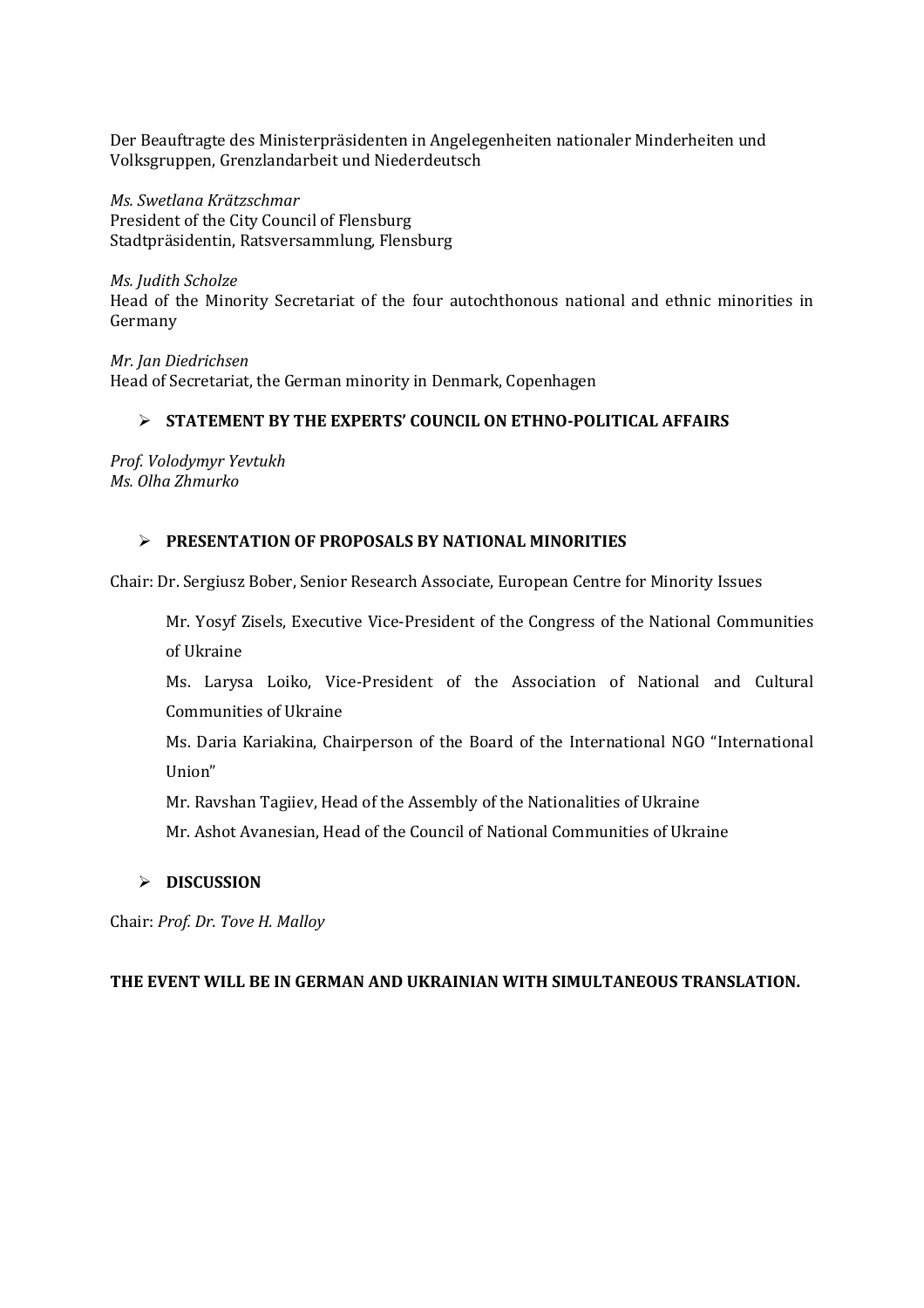Der Beauftragte des Ministerpräsidenten in Angelegenheiten nationaler Minderheiten und Volksgruppen, Grenzlandarbeit und Niederdeutsch

*Ms. Swetlana Krätzschmar*
President of the City Council of Flensburg
Stadtpräsidentin, Ratsversammlung, Flensburg

*Ms. Judith Scholze*
Head of the Minority Secretariat of the four autochthonous national and ethnic minorities in Germany

*Mr. Jan Diedrichsen*
Head of Secretariat, the German minority in Denmark, Copenhagen

- **STATEMENT BY THE EXPERTS' COUNCIL ON ETHNO-POLITICAL AFFAIRS**

*Prof. Volodymyr Yevtukh*
*Ms. Olha Zhmurko*

- **PRESENTATION OF PROPOSALS BY NATIONAL MINORITIES**

Chair: Dr. Sergiusz Bober, Senior Research Associate, European Centre for Minority Issues

Mr. Yosyf Zisels, Executive Vice-President of the Congress of the National Communities of Ukraine

Ms. Larysa Loiko, Vice-President of the Association of National and Cultural Communities of Ukraine

Ms. Daria Kariakina, Chairperson of the Board of the International NGO "International Union"

Mr. Ravshan Tagiiev, Head of the Assembly of the Nationalities of Ukraine

Mr. Ashot Avanesian, Head of the Council of National Communities of Ukraine

- **DISCUSSION**

Chair: *Prof. Dr. Tove H. Malloy*

**THE EVENT WILL BE IN GERMAN AND UKRAINIAN WITH SIMULTANEOUS TRANSLATION.**